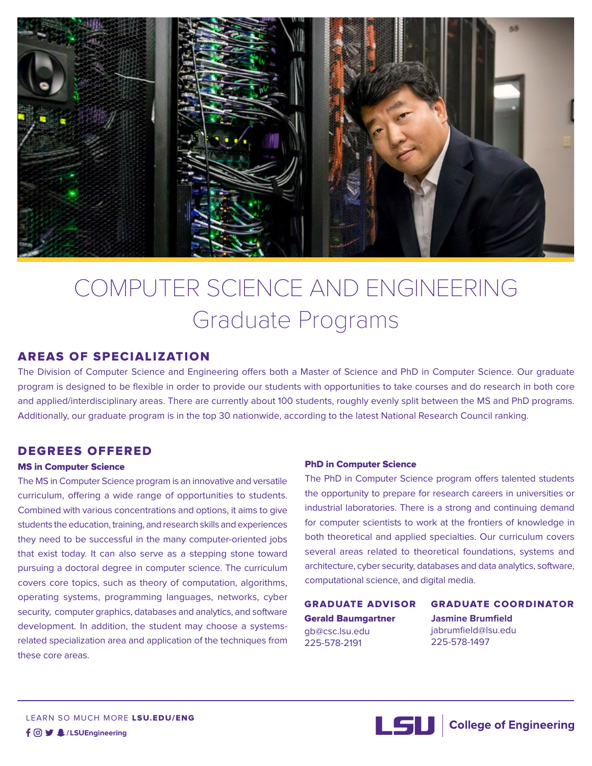# COMPUTER SCIENCE AND ENGINEERING
## Graduate Programs

### AREAS OF SPECIALIZATION

The Division of Computer Science and Engineering offers both a Master of Science and PhD in Computer Science. Our graduate program is designed to be flexible in order to provide our students with opportunities to take courses and do research in both core and applied/interdisciplinary areas. There are currently about 100 students, roughly evenly split between the MS and PhD programs. Additionally, our graduate program is in the top 30 nationwide, according to the latest National Research Council ranking.

### DEGREES OFFERED

**MS in Computer Science**

The MS in Computer Science program is an innovative and versatile curriculum, offering a wide range of opportunities to students. Combined with various concentrations and options, it aims to give students the education, training, and research skills and experiences they need to be successful in the many computer-oriented jobs that exist today. It can also serve as a stepping stone toward pursuing a doctoral degree in computer science. The curriculum covers core topics, such as theory of computation, algorithms, operating systems, programming languages, networks, cyber security, computer graphics, databases and analytics, and software development. In addition, the student may choose a systems-related specialization area and application of the techniques from these core areas.

**PhD in Computer Science**

The PhD in Computer Science program offers talented students the opportunity to prepare for research careers in universities or industrial laboratories. There is a strong and continuing demand for computer scientists to work at the frontiers of knowledge in both theoretical and applied specialties. Our curriculum covers several areas related to theoretical foundations, systems and architecture, cyber security, databases and data analytics, software, computational science, and digital media.

### GRADUATE ADVISOR

**Gerald Baumgartner**
gb@csc.lsu.edu
225-578-2191

### GRADUATE COORDINATOR

**Jasmine Brumfield**
jabrumfield@lsu.edu
225-578-1497

LEARN SO MUCH MORE **LSU.EDU/ENG**
**/LSUEngineering**

**LSU | College of Engineering**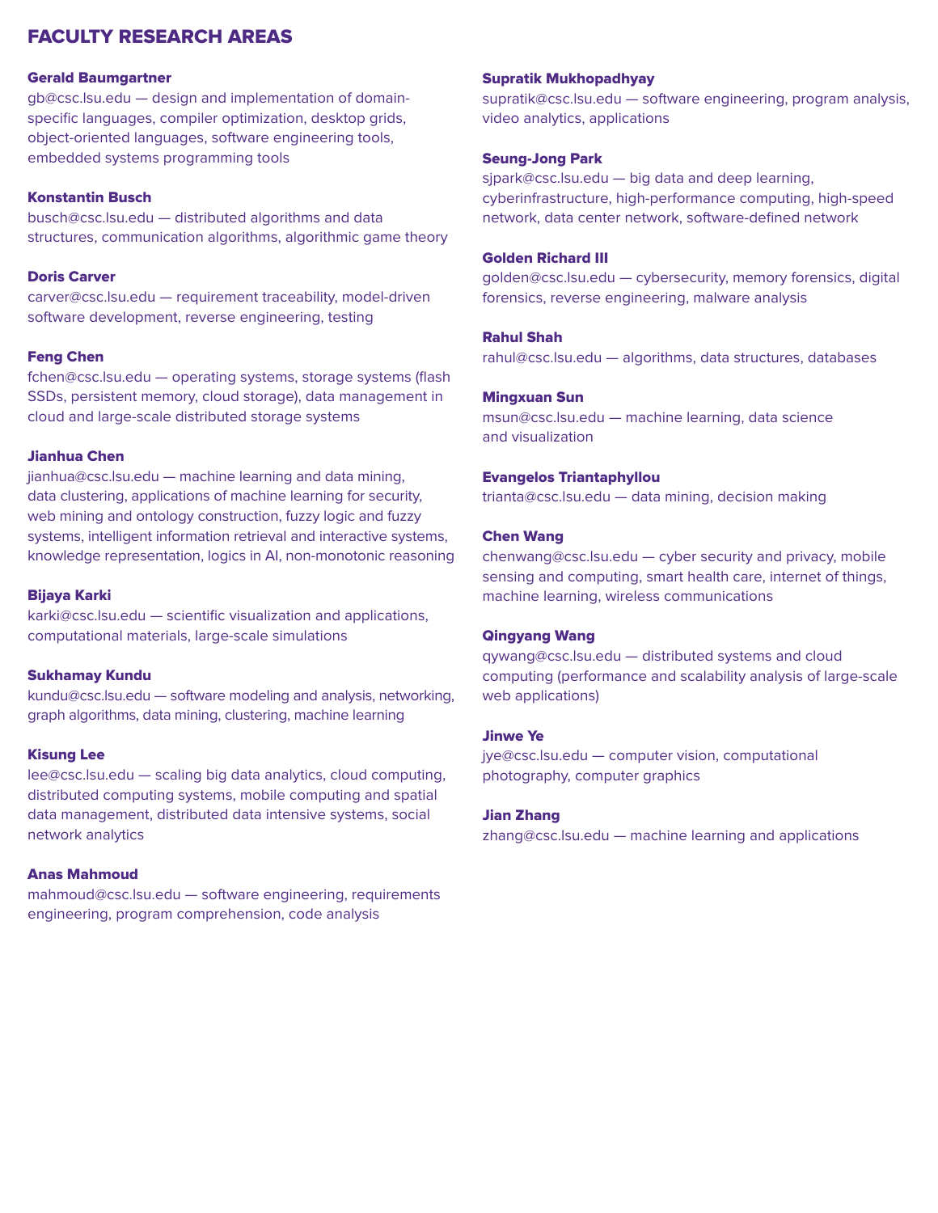## FACULTY RESEARCH AREAS

**Gerald Baumgartner**
gb@csc.lsu.edu — design and implementation of domain-specific languages, compiler optimization, desktop grids, object-oriented languages, software engineering tools, embedded systems programming tools

**Konstantin Busch**
busch@csc.lsu.edu — distributed algorithms and data structures, communication algorithms, algorithmic game theory

**Doris Carver**
carver@csc.lsu.edu — requirement traceability, model-driven software development, reverse engineering, testing

**Feng Chen**
fchen@csc.lsu.edu — operating systems, storage systems (flash SSDs, persistent memory, cloud storage), data management in cloud and large-scale distributed storage systems

**Jianhua Chen**
jianhua@csc.lsu.edu — machine learning and data mining, data clustering, applications of machine learning for security, web mining and ontology construction, fuzzy logic and fuzzy systems, intelligent information retrieval and interactive systems, knowledge representation, logics in AI, non-monotonic reasoning

**Bijaya Karki**
karki@csc.lsu.edu — scientific visualization and applications, computational materials, large-scale simulations

**Sukhamay Kundu**
kundu@csc.lsu.edu — software modeling and analysis, networking, graph algorithms, data mining, clustering, machine learning

**Kisung Lee**
lee@csc.lsu.edu — scaling big data analytics, cloud computing, distributed computing systems, mobile computing and spatial data management, distributed data intensive systems, social network analytics

**Anas Mahmoud**
mahmoud@csc.lsu.edu — software engineering, requirements engineering, program comprehension, code analysis

**Supratik Mukhopadhyay**
supratik@csc.lsu.edu — software engineering, program analysis, video analytics, applications

**Seung-Jong Park**
sjpark@csc.lsu.edu — big data and deep learning, cyberinfrastructure, high-performance computing, high-speed network, data center network, software-defined network

**Golden Richard III**
golden@csc.lsu.edu — cybersecurity, memory forensics, digital forensics, reverse engineering, malware analysis

**Rahul Shah**
rahul@csc.lsu.edu — algorithms, data structures, databases

**Mingxuan Sun**
msun@csc.lsu.edu — machine learning, data science and visualization

**Evangelos Triantaphyllou**
trianta@csc.lsu.edu — data mining, decision making

**Chen Wang**
chenwang@csc.lsu.edu — cyber security and privacy, mobile sensing and computing, smart health care, internet of things, machine learning, wireless communications

**Qingyang Wang**
qywang@csc.lsu.edu — distributed systems and cloud computing (performance and scalability analysis of large-scale web applications)

**Jinwe Ye**
jye@csc.lsu.edu — computer vision, computational photography, computer graphics

**Jian Zhang**
zhang@csc.lsu.edu — machine learning and applications